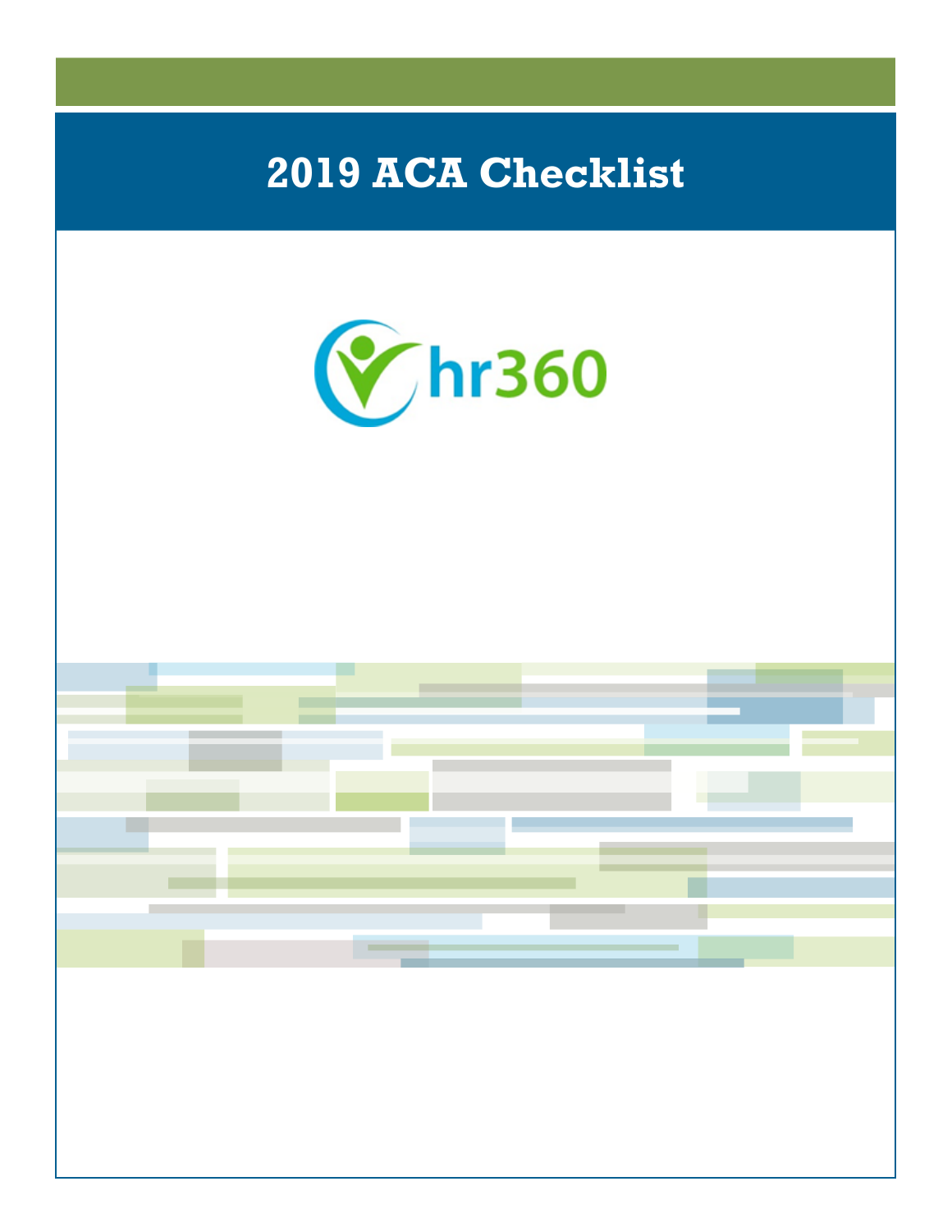# 2019 ACA Checklist

hr360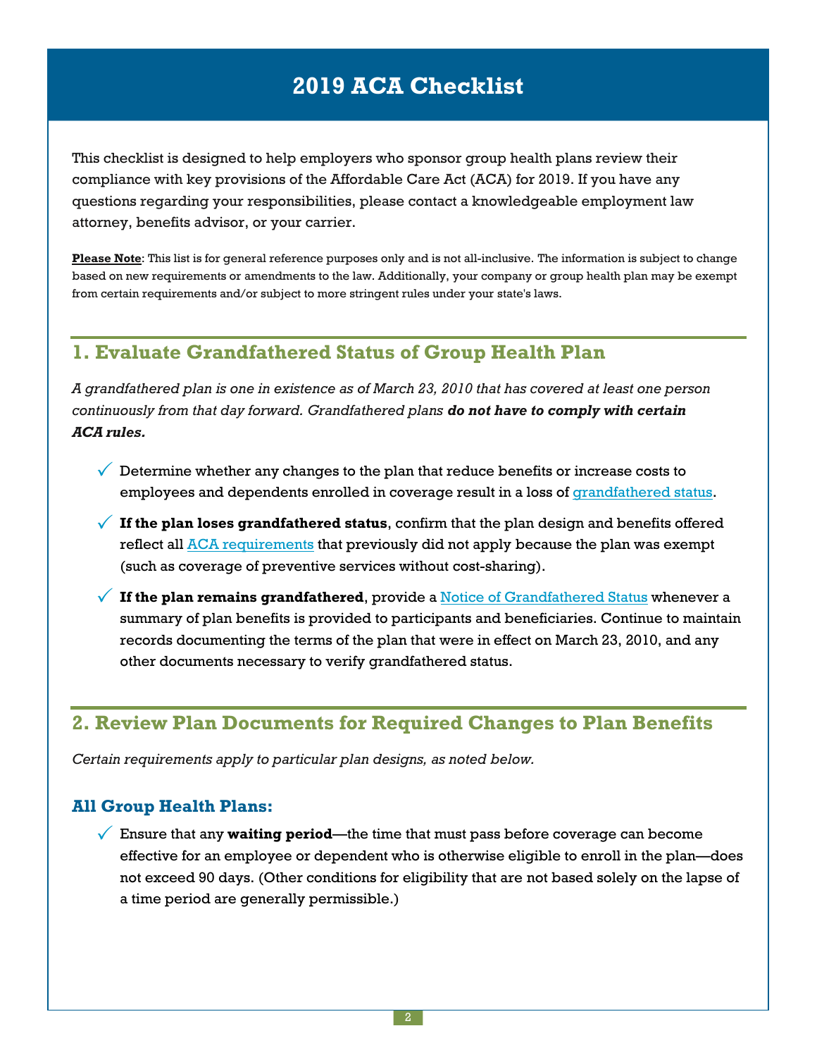# 2019 ACA Checklist

This checklist is designed to help employers who sponsor group health plans review their compliance with key provisions of the Affordable Care Act (ACA) for 2019. If you have any questions regarding your responsibilities, please contact a knowledgeable employment law attorney, benefits advisor, or your carrier.

**Please Note**: This list is for general reference purposes only and is not all-inclusive. The information is subject to change based on new requirements or amendments to the law. Additionally, your company or group health plan may be exempt from certain requirements and/or subject to more stringent rules under your state's laws.

## 1. Evaluate Grandfathered Status of Group Health Plan

*A grandfathered plan is one in existence as of March 23, 2010 that has covered at least one person continuously from that day forward. Grandfathered plans* ***do not have to comply with certain ACA rules.***

- ✓ Determine whether any changes to the plan that reduce benefits or increase costs to employees and dependents enrolled in coverage result in a loss of grandfathered status.
- ✓ **If the plan loses grandfathered status**, confirm that the plan design and benefits offered reflect all ACA requirements that previously did not apply because the plan was exempt (such as coverage of preventive services without cost-sharing).
- ✓ **If the plan remains grandfathered**, provide a Notice of Grandfathered Status whenever a summary of plan benefits is provided to participants and beneficiaries. Continue to maintain records documenting the terms of the plan that were in effect on March 23, 2010, and any other documents necessary to verify grandfathered status.

## 2. Review Plan Documents for Required Changes to Plan Benefits

*Certain requirements apply to particular plan designs, as noted below.*

### All Group Health Plans:

- ✓ Ensure that any **waiting period**—the time that must pass before coverage can become effective for an employee or dependent who is otherwise eligible to enroll in the plan—does not exceed 90 days. (Other conditions for eligibility that are not based solely on the lapse of a time period are generally permissible.)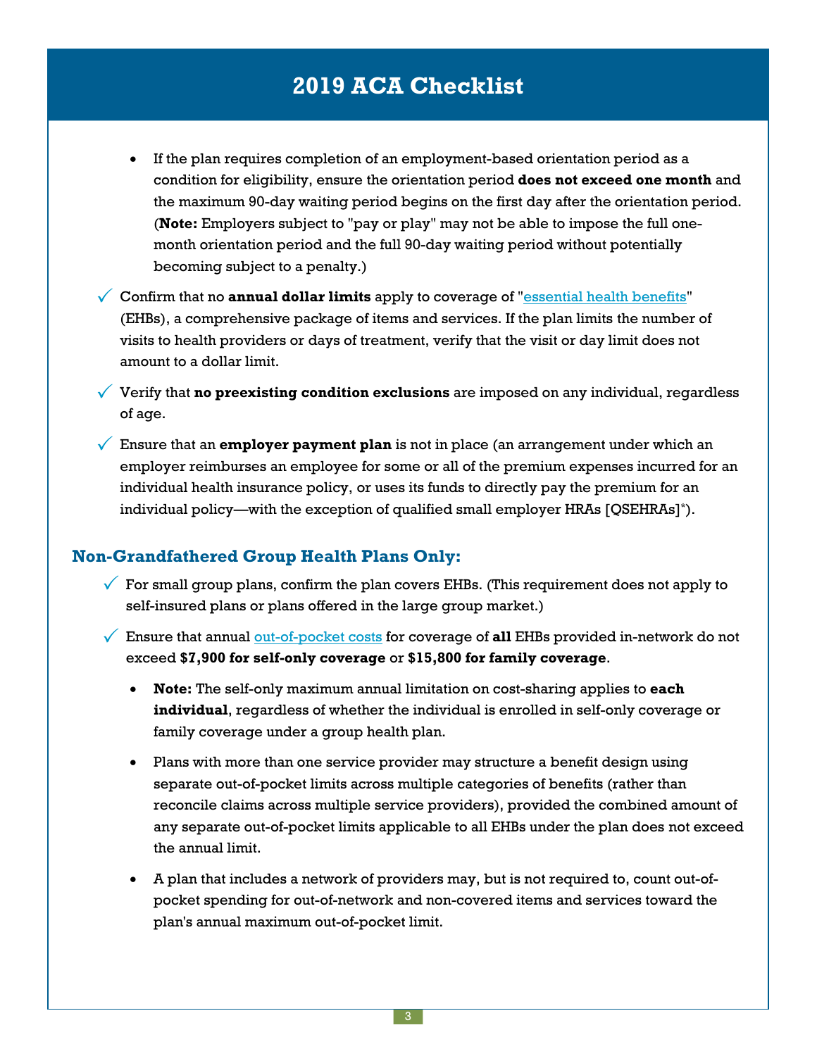# 2019 ACA Checklist

- If the plan requires completion of an employment-based orientation period as a condition for eligibility, ensure the orientation period **does not exceed one month** and the maximum 90-day waiting period begins on the first day after the orientation period. (**Note:** Employers subject to "pay or play" may not be able to impose the full one-month orientation period and the full 90-day waiting period without potentially becoming subject to a penalty.)

✓ Confirm that no **annual dollar limits** apply to coverage of "essential health benefits" (EHBs), a comprehensive package of items and services. If the plan limits the number of visits to health providers or days of treatment, verify that the visit or day limit does not amount to a dollar limit.

✓ Verify that **no preexisting condition exclusions** are imposed on any individual, regardless of age.

✓ Ensure that an **employer payment plan** is not in place (an arrangement under which an employer reimburses an employee for some or all of the premium expenses incurred for an individual health insurance policy, or uses its funds to directly pay the premium for an individual policy—with the exception of qualified small employer HRAs [QSEHRAs]*).

## Non-Grandfathered Group Health Plans Only:

✓ For small group plans, confirm the plan covers EHBs. (This requirement does not apply to self-insured plans or plans offered in the large group market.)

✓ Ensure that annual out-of-pocket costs for coverage of **all** EHBs provided in-network do not exceed **$7,900 for self-only coverage** or **$15,800 for family coverage**.

- **Note:** The self-only maximum annual limitation on cost-sharing applies to **each individual**, regardless of whether the individual is enrolled in self-only coverage or family coverage under a group health plan.
- Plans with more than one service provider may structure a benefit design using separate out-of-pocket limits across multiple categories of benefits (rather than reconcile claims across multiple service providers), provided the combined amount of any separate out-of-pocket limits applicable to all EHBs under the plan does not exceed the annual limit.
- A plan that includes a network of providers may, but is not required to, count out-of-pocket spending for out-of-network and non-covered items and services toward the plan's annual maximum out-of-pocket limit.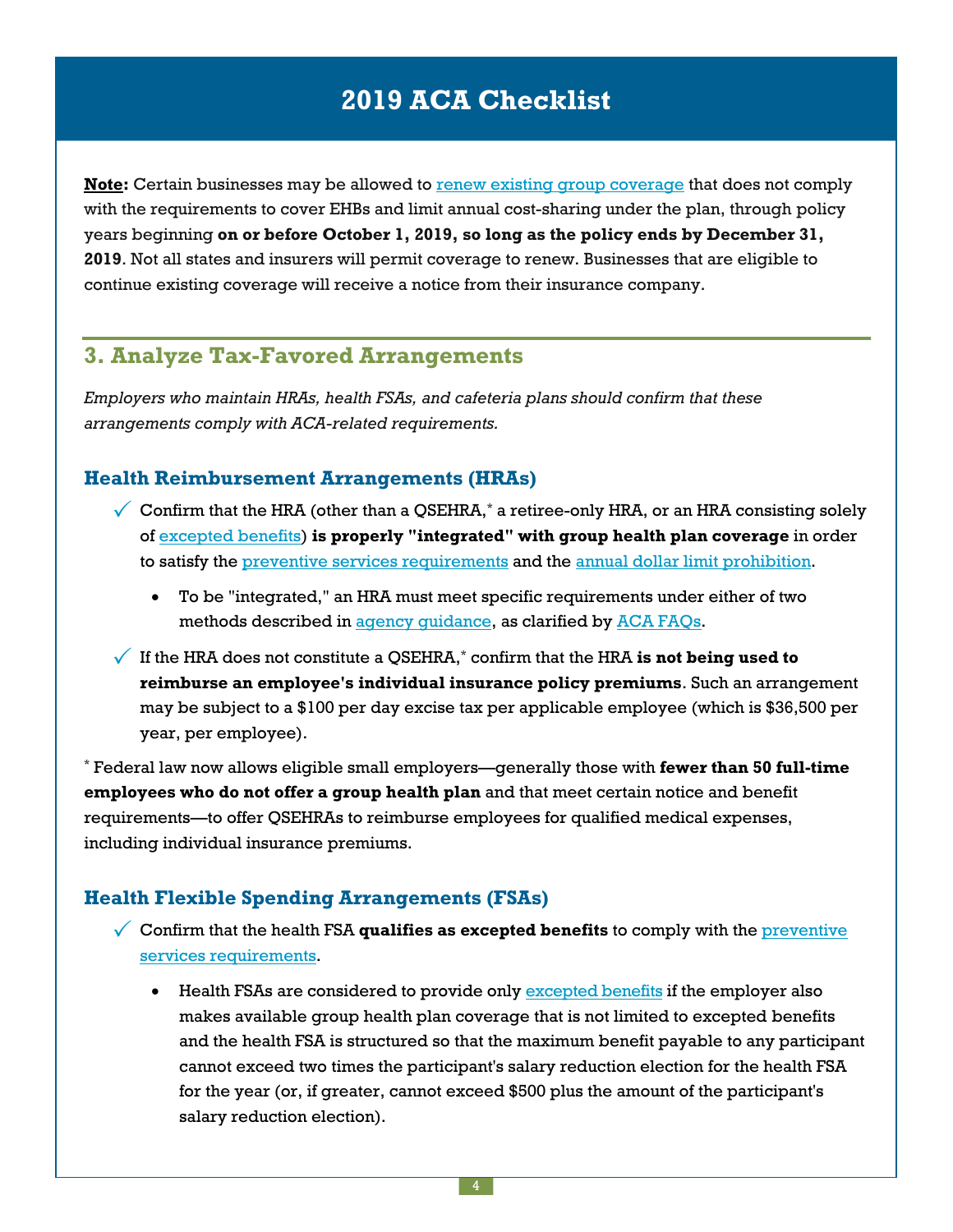# 2019 ACA Checklist

**Note:** Certain businesses may be allowed to renew existing group coverage that does not comply with the requirements to cover EHBs and limit annual cost-sharing under the plan, through policy years beginning **on or before October 1, 2019, so long as the policy ends by December 31, 2019**. Not all states and insurers will permit coverage to renew. Businesses that are eligible to continue existing coverage will receive a notice from their insurance company.

## 3. Analyze Tax-Favored Arrangements

*Employers who maintain HRAs, health FSAs, and cafeteria plans should confirm that these arrangements comply with ACA-related requirements.*

### Health Reimbursement Arrangements (HRAs)

- ✓ Confirm that the HRA (other than a QSEHRA,* a retiree-only HRA, or an HRA consisting solely of excepted benefits) **is properly "integrated" with group health plan coverage** in order to satisfy the preventive services requirements and the annual dollar limit prohibition.
  - To be "integrated," an HRA must meet specific requirements under either of two methods described in agency guidance, as clarified by ACA FAQs.
- ✓ If the HRA does not constitute a QSEHRA,* confirm that the HRA **is not being used to reimburse an employee's individual insurance policy premiums**. Such an arrangement may be subject to a $100 per day excise tax per applicable employee (which is $36,500 per year, per employee).

* Federal law now allows eligible small employers—generally those with **fewer than 50 full-time employees who do not offer a group health plan** and that meet certain notice and benefit requirements—to offer QSEHRAs to reimburse employees for qualified medical expenses, including individual insurance premiums.

### Health Flexible Spending Arrangements (FSAs)

- ✓ Confirm that the health FSA **qualifies as excepted benefits** to comply with the preventive services requirements.
  - Health FSAs are considered to provide only excepted benefits if the employer also makes available group health plan coverage that is not limited to excepted benefits and the health FSA is structured so that the maximum benefit payable to any participant cannot exceed two times the participant's salary reduction election for the health FSA for the year (or, if greater, cannot exceed $500 plus the amount of the participant's salary reduction election).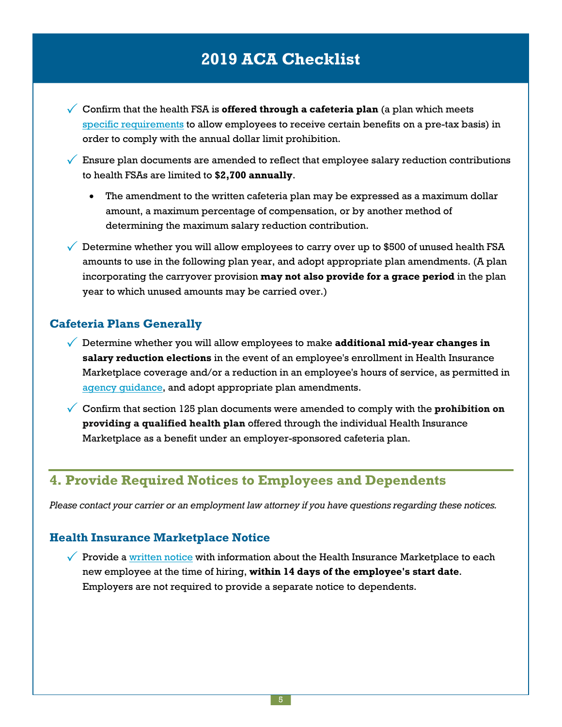# 2019 ACA Checklist

- ✓ Confirm that the health FSA is **offered through a cafeteria plan** (a plan which meets specific requirements to allow employees to receive certain benefits on a pre-tax basis) in order to comply with the annual dollar limit prohibition.
- ✓ Ensure plan documents are amended to reflect that employee salary reduction contributions to health FSAs are limited to **$2,700 annually**.
  - The amendment to the written cafeteria plan may be expressed as a maximum dollar amount, a maximum percentage of compensation, or by another method of determining the maximum salary reduction contribution.
- ✓ Determine whether you will allow employees to carry over up to $500 of unused health FSA amounts to use in the following plan year, and adopt appropriate plan amendments. (A plan incorporating the carryover provision **may not also provide for a grace period** in the plan year to which unused amounts may be carried over.)

### Cafeteria Plans Generally

- ✓ Determine whether you will allow employees to make **additional mid-year changes in salary reduction elections** in the event of an employee's enrollment in Health Insurance Marketplace coverage and/or a reduction in an employee's hours of service, as permitted in agency guidance, and adopt appropriate plan amendments.
- ✓ Confirm that section 125 plan documents were amended to comply with the **prohibition on providing a qualified health plan** offered through the individual Health Insurance Marketplace as a benefit under an employer-sponsored cafeteria plan.

## 4. Provide Required Notices to Employees and Dependents

*Please contact your carrier or an employment law attorney if you have questions regarding these notices.*

### Health Insurance Marketplace Notice

- ✓ Provide a written notice with information about the Health Insurance Marketplace to each new employee at the time of hiring, **within 14 days of the employee's start date**. Employers are not required to provide a separate notice to dependents.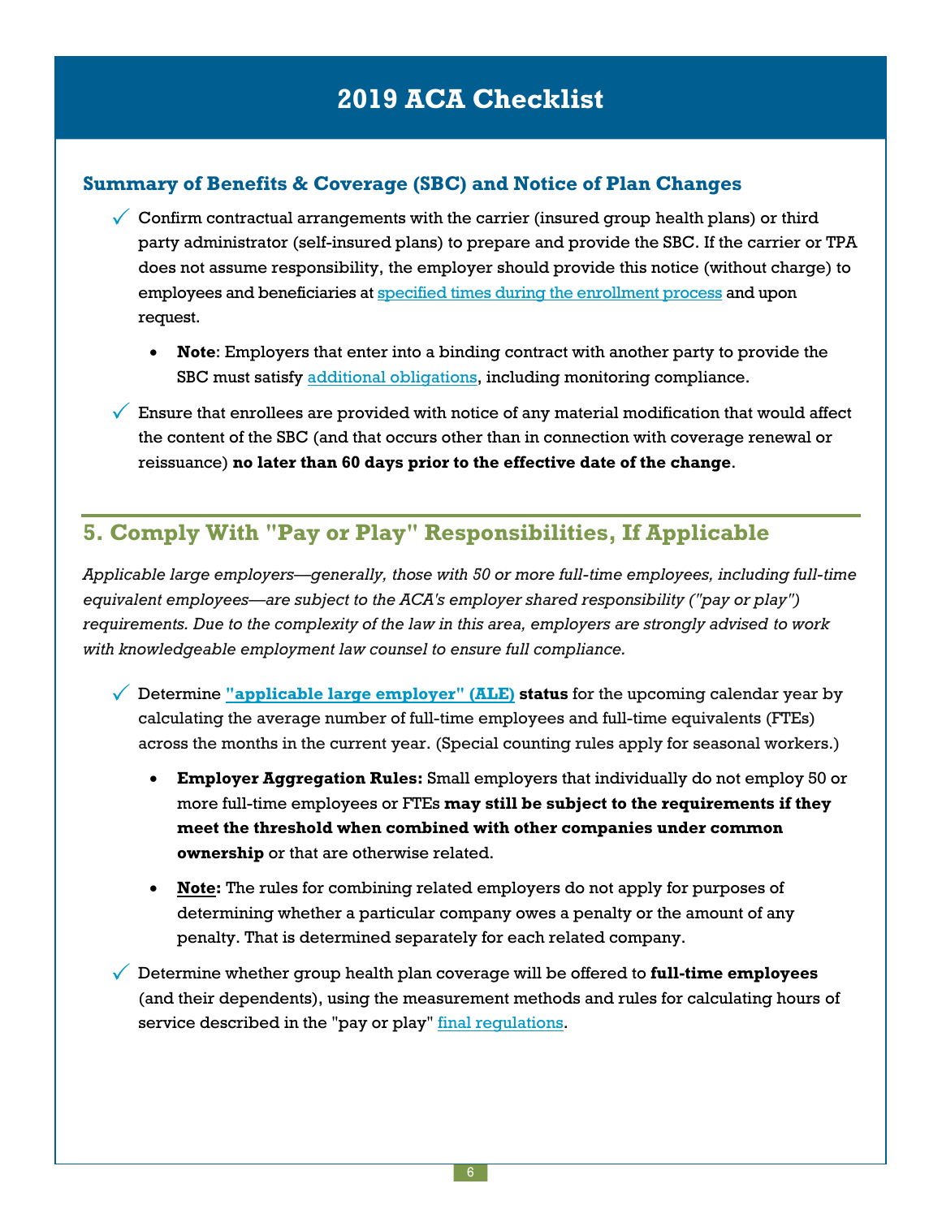## Summary of Benefits & Coverage (SBC) and Notice of Plan Changes

- ✓ Confirm contractual arrangements with the carrier (insured group health plans) or third party administrator (self-insured plans) to prepare and provide the SBC. If the carrier or TPA does not assume responsibility, the employer should provide this notice (without charge) to employees and beneficiaries at specified times during the enrollment process and upon request.
  - **Note**: Employers that enter into a binding contract with another party to provide the SBC must satisfy additional obligations, including monitoring compliance.
- ✓ Ensure that enrollees are provided with notice of any material modification that would affect the content of the SBC (and that occurs other than in connection with coverage renewal or reissuance) **no later than 60 days prior to the effective date of the change**.

## 5. Comply With "Pay or Play" Responsibilities, If Applicable

*Applicable large employers—generally, those with 50 or more full-time employees, including full-time equivalent employees—are subject to the ACA's employer shared responsibility ("pay or play") requirements. Due to the complexity of the law in this area, employers are strongly advised to work with knowledgeable employment law counsel to ensure full compliance.*

- ✓ Determine **"applicable large employer" (ALE) status** for the upcoming calendar year by calculating the average number of full-time employees and full-time equivalents (FTEs) across the months in the current year. (Special counting rules apply for seasonal workers.)
  - **Employer Aggregation Rules:** Small employers that individually do not employ 50 or more full-time employees or FTEs **may still be subject to the requirements if they meet the threshold when combined with other companies under common ownership** or that are otherwise related.
  - **Note:** The rules for combining related employers do not apply for purposes of determining whether a particular company owes a penalty or the amount of any penalty. That is determined separately for each related company.
- ✓ Determine whether group health plan coverage will be offered to **full-time employees** (and their dependents), using the measurement methods and rules for calculating hours of service described in the "pay or play" final regulations.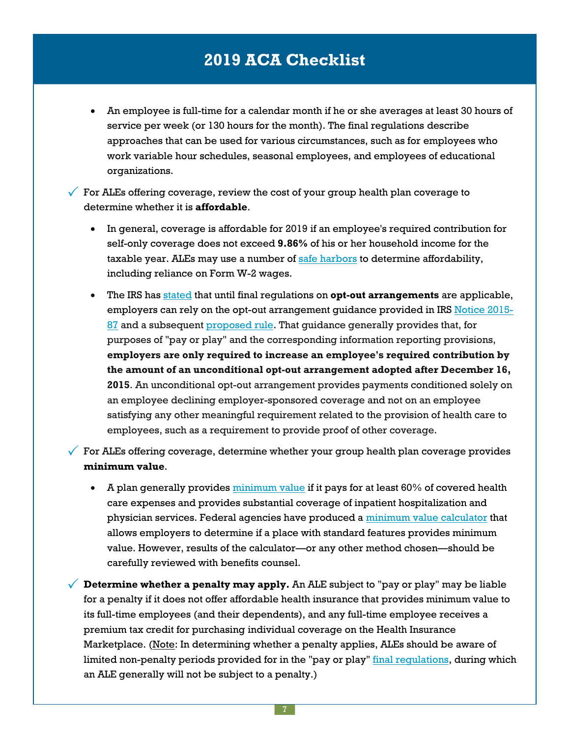# 2019 ACA Checklist

- An employee is full-time for a calendar month if he or she averages at least 30 hours of service per week (or 130 hours for the month). The final regulations describe approaches that can be used for various circumstances, such as for employees who work variable hour schedules, seasonal employees, and employees of educational organizations.

✓ For ALEs offering coverage, review the cost of your group health plan coverage to determine whether it is **affordable**.

- In general, coverage is affordable for 2019 if an employee's required contribution for self-only coverage does not exceed **9.86%** of his or her household income for the taxable year. ALEs may use a number of safe harbors to determine affordability, including reliance on Form W-2 wages.
- The IRS has stated that until final regulations on **opt-out arrangements** are applicable, employers can rely on the opt-out arrangement guidance provided in IRS Notice 2015-87 and a subsequent proposed rule. That guidance generally provides that, for purposes of "pay or play" and the corresponding information reporting provisions, **employers are only required to increase an employee's required contribution by the amount of an unconditional opt-out arrangement adopted after December 16, 2015**. An unconditional opt-out arrangement provides payments conditioned solely on an employee declining employer-sponsored coverage and not on an employee satisfying any other meaningful requirement related to the provision of health care to employees, such as a requirement to provide proof of other coverage.

✓ For ALEs offering coverage, determine whether your group health plan coverage provides **minimum value**.

- A plan generally provides minimum value if it pays for at least 60% of covered health care expenses and provides substantial coverage of inpatient hospitalization and physician services. Federal agencies have produced a minimum value calculator that allows employers to determine if a place with standard features provides minimum value. However, results of the calculator—or any other method chosen—should be carefully reviewed with benefits counsel.

✓ **Determine whether a penalty may apply.** An ALE subject to "pay or play" may be liable for a penalty if it does not offer affordable health insurance that provides minimum value to its full-time employees (and their dependents), and any full-time employee receives a premium tax credit for purchasing individual coverage on the Health Insurance Marketplace. (Note: In determining whether a penalty applies, ALEs should be aware of limited non-penalty periods provided for in the "pay or play" final regulations, during which an ALE generally will not be subject to a penalty.)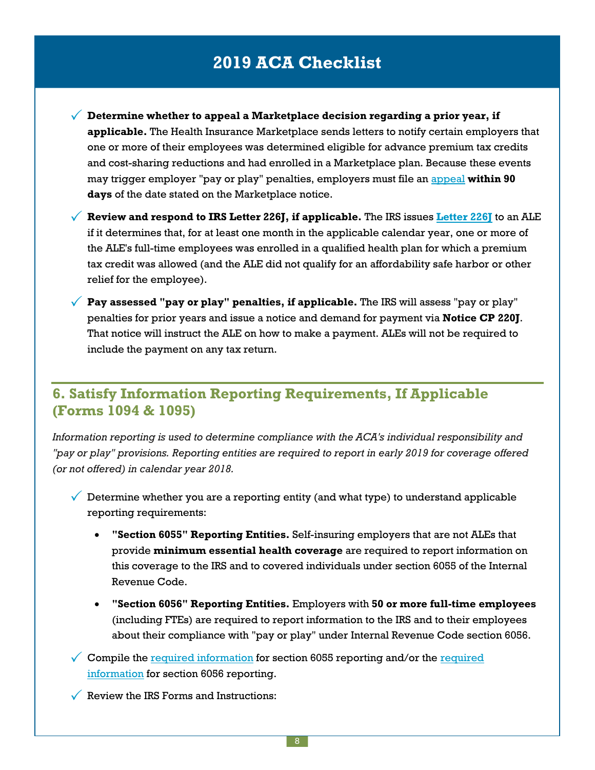# 2019 ACA Checklist

- ✓ **Determine whether to appeal a Marketplace decision regarding a prior year, if applicable.** The Health Insurance Marketplace sends letters to notify certain employers that one or more of their employees was determined eligible for advance premium tax credits and cost-sharing reductions and had enrolled in a Marketplace plan. Because these events may trigger employer "pay or play" penalties, employers must file an appeal **within 90 days** of the date stated on the Marketplace notice.

- ✓ **Review and respond to IRS Letter 226J, if applicable.** The IRS issues **Letter 226J** to an ALE if it determines that, for at least one month in the applicable calendar year, one or more of the ALE's full-time employees was enrolled in a qualified health plan for which a premium tax credit was allowed (and the ALE did not qualify for an affordability safe harbor or other relief for the employee).

- ✓ **Pay assessed "pay or play" penalties, if applicable.** The IRS will assess "pay or play" penalties for prior years and issue a notice and demand for payment via **Notice CP 220J**. That notice will instruct the ALE on how to make a payment. ALEs will not be required to include the payment on any tax return.

## 6. Satisfy Information Reporting Requirements, If Applicable (Forms 1094 & 1095)

*Information reporting is used to determine compliance with the ACA's individual responsibility and "pay or play" provisions. Reporting entities are required to report in early 2019 for coverage offered (or not offered) in calendar year 2018.*

- ✓ Determine whether you are a reporting entity (and what type) to understand applicable reporting requirements:
  - **"Section 6055" Reporting Entities.** Self-insuring employers that are not ALEs that provide **minimum essential health coverage** are required to report information on this coverage to the IRS and to covered individuals under section 6055 of the Internal Revenue Code.
  - **"Section 6056" Reporting Entities.** Employers with **50 or more full-time employees** (including FTEs) are required to report information to the IRS and to their employees about their compliance with "pay or play" under Internal Revenue Code section 6056.

- ✓ Compile the required information for section 6055 reporting and/or the required information for section 6056 reporting.

- ✓ Review the IRS Forms and Instructions: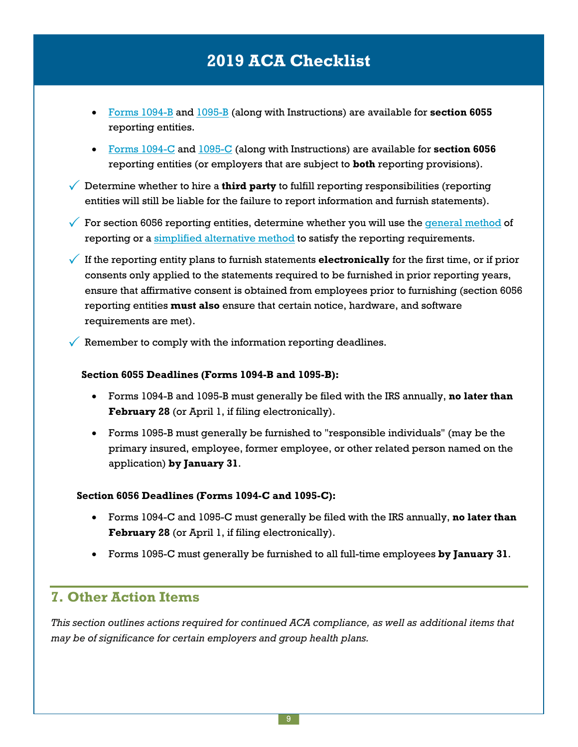# 2019 ACA Checklist

- Forms 1094-B and 1095-B (along with Instructions) are available for **section 6055** reporting entities.
- Forms 1094-C and 1095-C (along with Instructions) are available for **section 6056** reporting entities (or employers that are subject to **both** reporting provisions).

✓ Determine whether to hire a **third party** to fulfill reporting responsibilities (reporting entities will still be liable for the failure to report information and furnish statements).

✓ For section 6056 reporting entities, determine whether you will use the general method of reporting or a simplified alternative method to satisfy the reporting requirements.

✓ If the reporting entity plans to furnish statements **electronically** for the first time, or if prior consents only applied to the statements required to be furnished in prior reporting years, ensure that affirmative consent is obtained from employees prior to furnishing (section 6056 reporting entities **must also** ensure that certain notice, hardware, and software requirements are met).

✓ Remember to comply with the information reporting deadlines.

**Section 6055 Deadlines (Forms 1094-B and 1095-B):**

- Forms 1094-B and 1095-B must generally be filed with the IRS annually, **no later than February 28** (or April 1, if filing electronically).
- Forms 1095-B must generally be furnished to "responsible individuals" (may be the primary insured, employee, former employee, or other related person named on the application) **by January 31**.

**Section 6056 Deadlines (Forms 1094-C and 1095-C):**

- Forms 1094-C and 1095-C must generally be filed with the IRS annually, **no later than February 28** (or April 1, if filing electronically).
- Forms 1095-C must generally be furnished to all full-time employees **by January 31**.

## 7. Other Action Items

*This section outlines actions required for continued ACA compliance, as well as additional items that may be of significance for certain employers and group health plans.*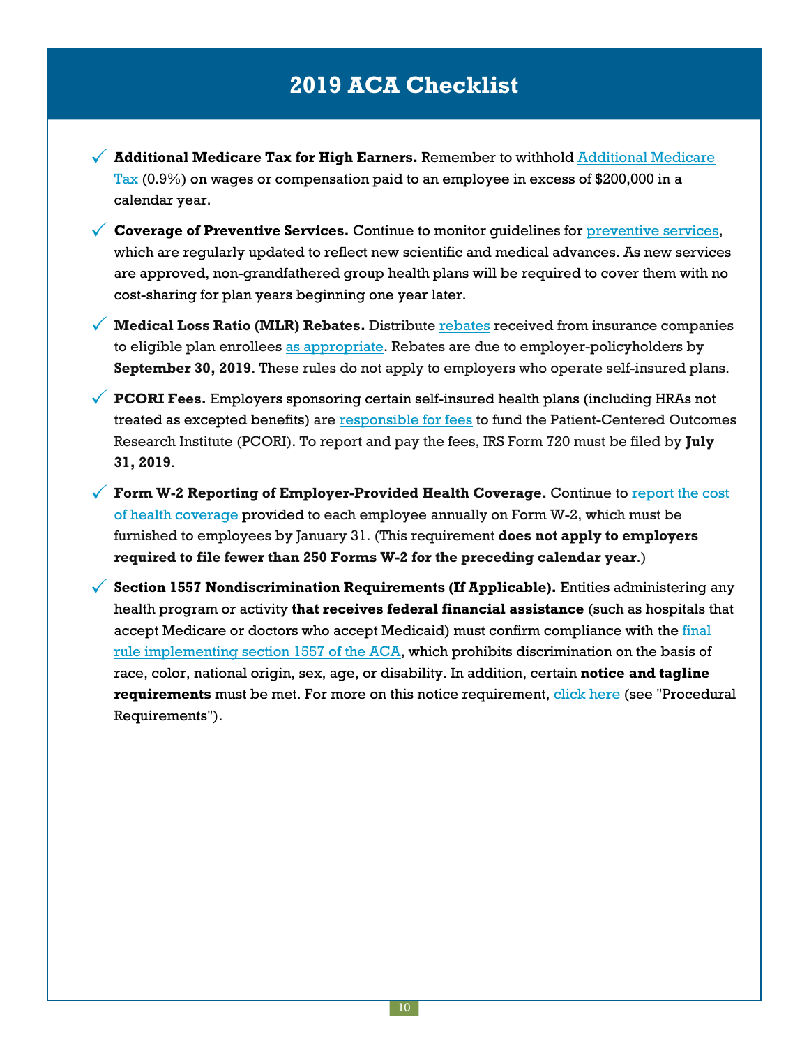# 2019 ACA Checklist

- ✓ **Additional Medicare Tax for High Earners.** Remember to withhold Additional Medicare Tax (0.9%) on wages or compensation paid to an employee in excess of $200,000 in a calendar year.
- ✓ **Coverage of Preventive Services.** Continue to monitor guidelines for preventive services, which are regularly updated to reflect new scientific and medical advances. As new services are approved, non-grandfathered group health plans will be required to cover them with no cost-sharing for plan years beginning one year later.
- ✓ **Medical Loss Ratio (MLR) Rebates.** Distribute rebates received from insurance companies to eligible plan enrollees as appropriate. Rebates are due to employer-policyholders by **September 30, 2019**. These rules do not apply to employers who operate self-insured plans.
- ✓ **PCORI Fees.** Employers sponsoring certain self-insured health plans (including HRAs not treated as excepted benefits) are responsible for fees to fund the Patient-Centered Outcomes Research Institute (PCORI). To report and pay the fees, IRS Form 720 must be filed by **July 31, 2019**.
- ✓ **Form W-2 Reporting of Employer-Provided Health Coverage.** Continue to report the cost of health coverage provided to each employee annually on Form W-2, which must be furnished to employees by January 31. (This requirement **does not apply to employers required to file fewer than 250 Forms W-2 for the preceding calendar year**.)
- ✓ **Section 1557 Nondiscrimination Requirements (If Applicable).** Entities administering any health program or activity **that receives federal financial assistance** (such as hospitals that accept Medicare or doctors who accept Medicaid) must confirm compliance with the final rule implementing section 1557 of the ACA, which prohibits discrimination on the basis of race, color, national origin, sex, age, or disability. In addition, certain **notice and tagline requirements** must be met. For more on this notice requirement, click here (see "Procedural Requirements").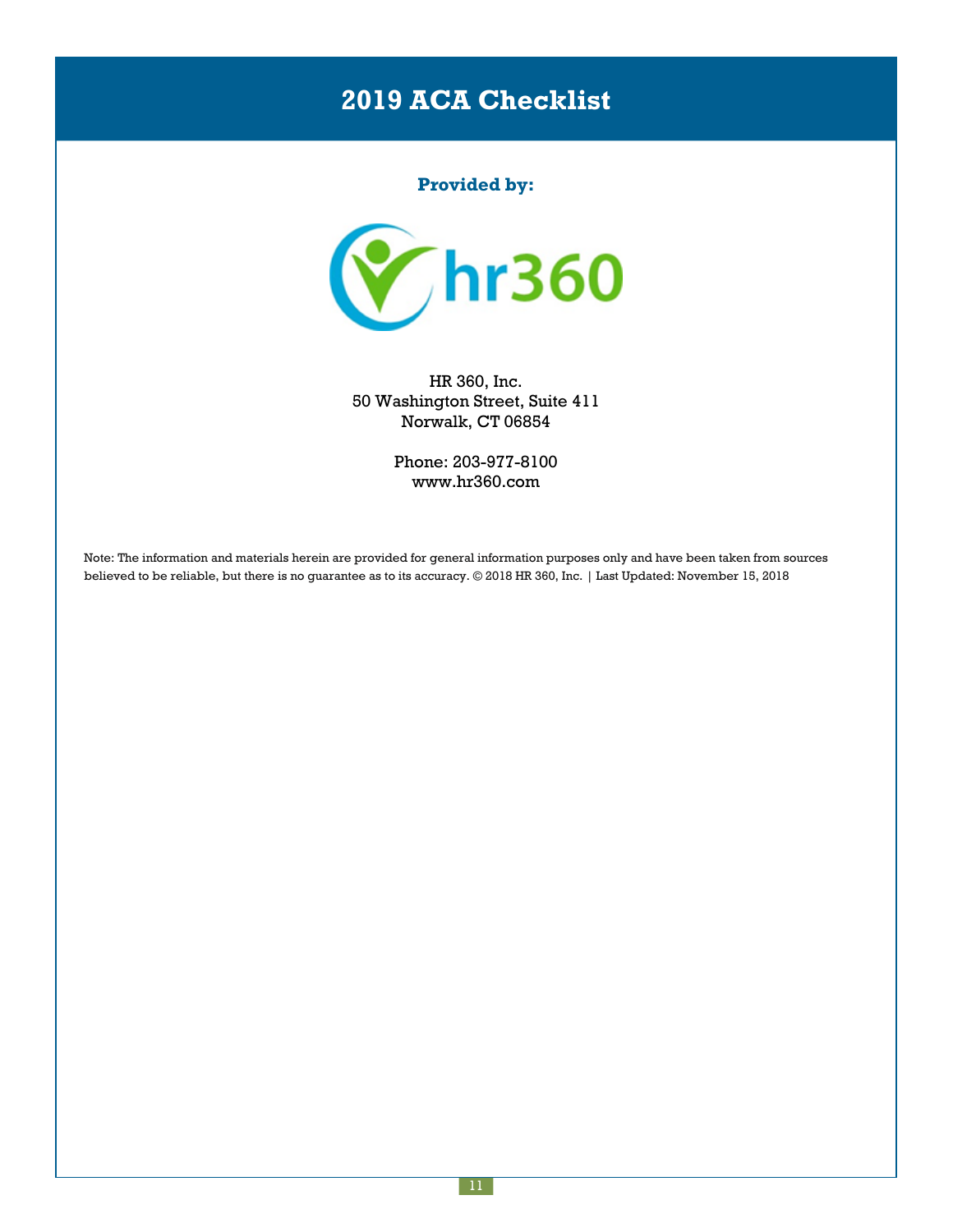# 2019 ACA Checklist

**Provided by:**

HR 360, Inc.
50 Washington Street, Suite 411
Norwalk, CT 06854

Phone: 203-977-8100
www.hr360.com

Note: The information and materials herein are provided for general information purposes only and have been taken from sources believed to be reliable, but there is no guarantee as to its accuracy. © 2018 HR 360, Inc. | Last Updated: November 15, 2018